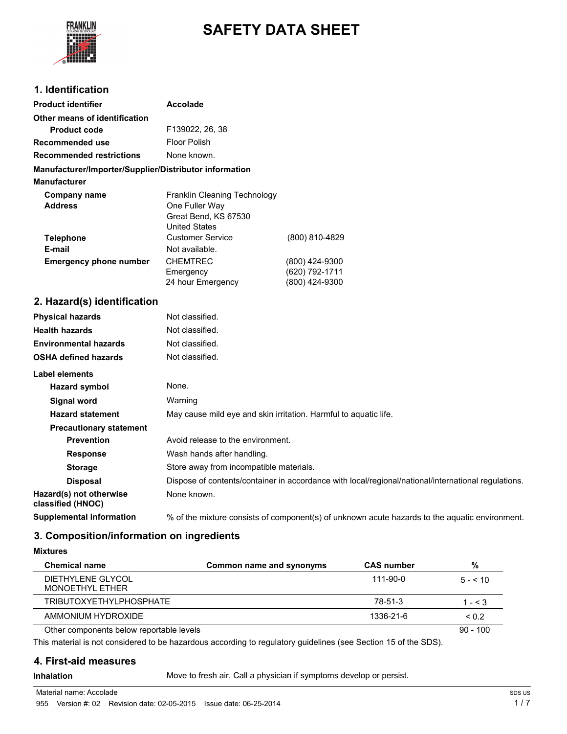# SAFETY DATA SHEET

## 1. Identification

| | | |
|---|---|---|
| **Product identifier** | **Accolade** | |
| **Other means of identification** | | |
| **Product code** | F139022, 26, 38 | |
| **Recommended use** | Floor Polish | |
| **Recommended restrictions** | None known. | |

**Manufacturer/Importer/Supplier/Distributor information**

**Manufacturer**

| | | |
|---|---|---|
| **Company name** | Franklin Cleaning Technology | |
| **Address** | One Fuller Way<br>Great Bend, KS 67530<br>United States | |
| **Telephone** | Customer Service | (800) 810-4829 |
| **E-mail** | Not available. | |
| **Emergency phone number** | CHEMTREC | (800) 424-9300 |
| | Emergency | (620) 792-1711 |
| | 24 hour Emergency | (800) 424-9300 |

## 2. Hazard(s) identification

| | |
|---|---|
| **Physical hazards** | Not classified. |
| **Health hazards** | Not classified. |
| **Environmental hazards** | Not classified. |
| **OSHA defined hazards** | Not classified. |

**Label elements**

| | |
|---|---|
| **Hazard symbol** | None. |
| **Signal word** | Warning |
| **Hazard statement** | May cause mild eye and skin irritation. Harmful to aquatic life. |
| **Precautionary statement** | |
| **Prevention** | Avoid release to the environment. |
| **Response** | Wash hands after handling. |
| **Storage** | Store away from incompatible materials. |
| **Disposal** | Dispose of contents/container in accordance with local/regional/national/international regulations. |
| **Hazard(s) not otherwise classified (HNOC)** | None known. |
| **Supplemental information** | % of the mixture consists of component(s) of unknown acute hazards to the aquatic environment. |

## 3. Composition/information on ingredients

**Mixtures**

| Chemical name | Common name and synonyms | CAS number | % |
|---|---|---|---|
| DIETHYLENE GLYCOL MONOETHYL ETHER | | 111-90-0 | 5 - < 10 |
| TRIBUTOXYETHYLPHOSPHATE | | 78-51-3 | 1 - < 3 |
| AMMONIUM HYDROXIDE | | 1336-21-6 | < 0.2 |
| Other components below reportable levels | | | 90 - 100 |

This material is not considered to be hazardous according to regulatory guidelines (see Section 15 of the SDS).

## 4. First-aid measures

| | |
|---|---|
| **Inhalation** | Move to fresh air. Call a physician if symptoms develop or persist. |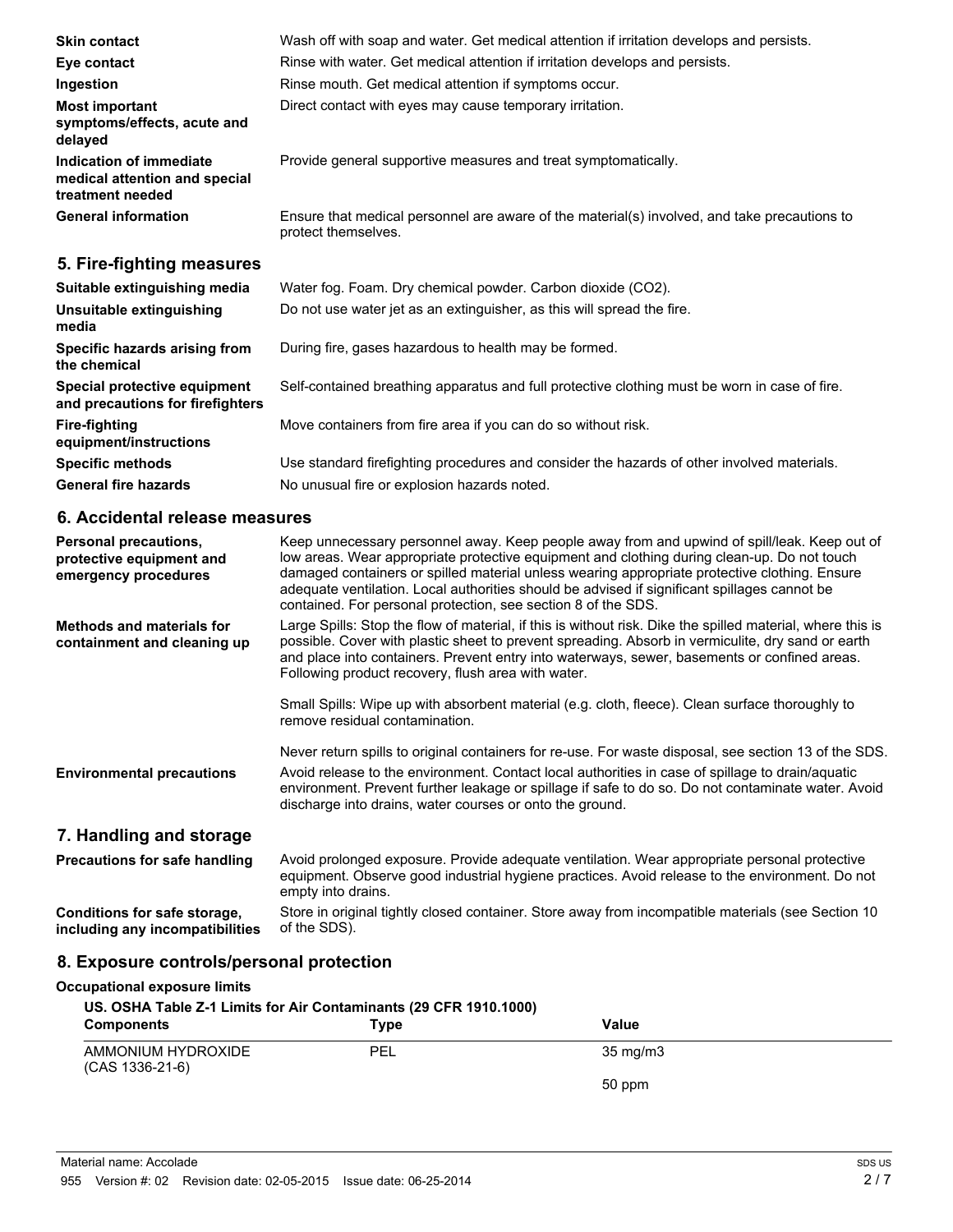| | |
|---|---|
| **Skin contact** | Wash off with soap and water. Get medical attention if irritation develops and persists. |
| **Eye contact** | Rinse with water. Get medical attention if irritation develops and persists. |
| **Ingestion** | Rinse mouth. Get medical attention if symptoms occur. |
| **Most important symptoms/effects, acute and delayed** | Direct contact with eyes may cause temporary irritation. |
| **Indication of immediate medical attention and special treatment needed** | Provide general supportive measures and treat symptomatically. |
| **General information** | Ensure that medical personnel are aware of the material(s) involved, and take precautions to protect themselves. |

## 5. Fire-fighting measures

| | |
|---|---|
| **Suitable extinguishing media** | Water fog. Foam. Dry chemical powder. Carbon dioxide ($CO_2$). |
| **Unsuitable extinguishing media** | Do not use water jet as an extinguisher, as this will spread the fire. |
| **Specific hazards arising from the chemical** | During fire, gases hazardous to health may be formed. |
| **Special protective equipment and precautions for firefighters** | Self-contained breathing apparatus and full protective clothing must be worn in case of fire. |
| **Fire-fighting equipment/instructions** | Move containers from fire area if you can do so without risk. |
| **Specific methods** | Use standard firefighting procedures and consider the hazards of other involved materials. |
| **General fire hazards** | No unusual fire or explosion hazards noted. |

## 6. Accidental release measures

**Personal precautions, protective equipment and emergency procedures**

Keep unnecessary personnel away. Keep people away from and upwind of spill/leak. Keep out of low areas. Wear appropriate protective equipment and clothing during clean-up. Do not touch damaged containers or spilled material unless wearing appropriate protective clothing. Ensure adequate ventilation. Local authorities should be advised if significant spillages cannot be contained. For personal protection, see section 8 of the SDS.

**Methods and materials for containment and cleaning up**

Large Spills: Stop the flow of material, if this is without risk. Dike the spilled material, where this is possible. Cover with plastic sheet to prevent spreading. Absorb in vermiculite, dry sand or earth and place into containers. Prevent entry into waterways, sewer, basements or confined areas. Following product recovery, flush area with water.

Small Spills: Wipe up with absorbent material (e.g. cloth, fleece). Clean surface thoroughly to remove residual contamination.

Never return spills to original containers for re-use. For waste disposal, see section 13 of the SDS.

**Environmental precautions**

Avoid release to the environment. Contact local authorities in case of spillage to drain/aquatic environment. Prevent further leakage or spillage if safe to do so. Do not contaminate water. Avoid discharge into drains, water courses or onto the ground.

## 7. Handling and storage

| | |
|---|---|
| **Precautions for safe handling** | Avoid prolonged exposure. Provide adequate ventilation. Wear appropriate personal protective equipment. Observe good industrial hygiene practices. Avoid release to the environment. Do not empty into drains. |
| **Conditions for safe storage, including any incompatibilities** | Store in original tightly closed container. Store away from incompatible materials (see Section 10 of the SDS). |

## 8. Exposure controls/personal protection

**Occupational exposure limits**

**US. OSHA Table Z-1 Limits for Air Contaminants (29 CFR 1910.1000)**

| Components | Type | Value |
|---|---|---|
| AMMONIUM HYDROXIDE (CAS 1336-21-6) | PEL | 35 mg/m3 |
| | | 50 ppm |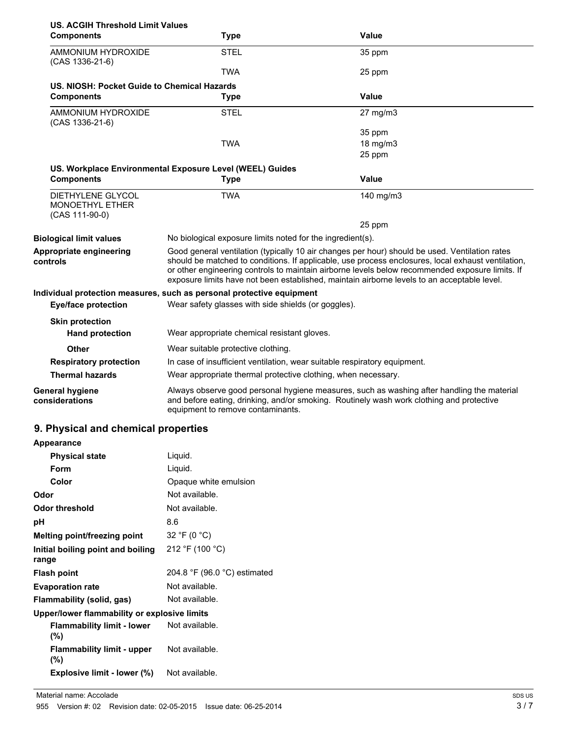**US. ACGIH Threshold Limit Values**

| Components | Type | Value |
|---|---|---|
| AMMONIUM HYDROXIDE (CAS 1336-21-6) | STEL | 35 ppm |
| | TWA | 25 ppm |

**US. NIOSH: Pocket Guide to Chemical Hazards**

| Components | Type | Value |
|---|---|---|
| AMMONIUM HYDROXIDE (CAS 1336-21-6) | STEL | 27 mg/m3 |
| | | 35 ppm |
| | TWA | 18 mg/m3 |
| | | 25 ppm |

**US. Workplace Environmental Exposure Level (WEEL) Guides**

| Components | Type | Value |
|---|---|---|
| DIETHYLENE GLYCOL MONOETHYL ETHER (CAS 111-90-0) | TWA | 140 mg/m3 |
| | | 25 ppm |

**Biological limit values** No biological exposure limits noted for the ingredient(s).

**Appropriate engineering controls** Good general ventilation (typically 10 air changes per hour) should be used. Ventilation rates should be matched to conditions. If applicable, use process enclosures, local exhaust ventilation, or other engineering controls to maintain airborne levels below recommended exposure limits. If exposure limits have not been established, maintain airborne levels to an acceptable level.

**Individual protection measures, such as personal protective equipment**

**Eye/face protection** Wear safety glasses with side shields (or goggles).

**Skin protection**

**Hand protection** Wear appropriate chemical resistant gloves.

**Other** Wear suitable protective clothing.

**Respiratory protection** In case of insufficient ventilation, wear suitable respiratory equipment.

**Thermal hazards** Wear appropriate thermal protective clothing, when necessary.

**General hygiene considerations** Always observe good personal hygiene measures, such as washing after handling the material and before eating, drinking, and/or smoking. Routinely wash work clothing and protective equipment to remove contaminants.

## 9. Physical and chemical properties

**Appearance**

| | |
|---|---|
| **Physical state** | Liquid. |
| **Form** | Liquid. |
| **Color** | Opaque white emulsion |
| **Odor** | Not available. |
| **Odor threshold** | Not available. |
| **pH** | 8.6 |
| **Melting point/freezing point** | 32 °F (0 °C) |
| **Initial boiling point and boiling range** | 212 °F (100 °C) |
| **Flash point** | 204.8 °F (96.0 °C) estimated |
| **Evaporation rate** | Not available. |
| **Flammability (solid, gas)** | Not available. |

**Upper/lower flammability or explosive limits**

| | |
|---|---|
| **Flammability limit - lower (%)** | Not available. |
| **Flammability limit - upper (%)** | Not available. |
| **Explosive limit - lower (%)** | Not available. |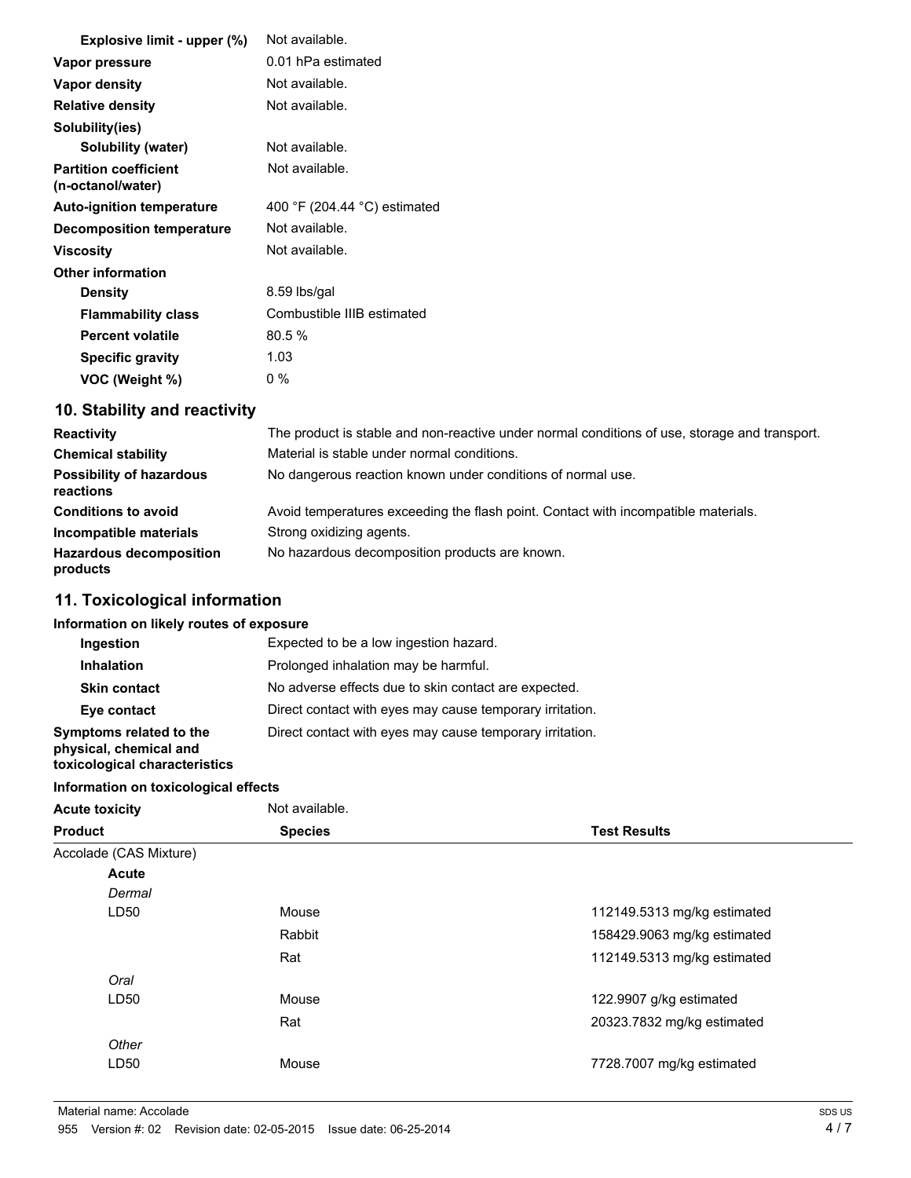| | |
|---|---|
| **Explosive limit - upper (%)** | Not available. |
| **Vapor pressure** | 0.01 hPa estimated |
| **Vapor density** | Not available. |
| **Relative density** | Not available. |
| **Solubility(ies)** | |
| **Solubility (water)** | Not available. |
| **Partition coefficient (n-octanol/water)** | Not available. |
| **Auto-ignition temperature** | 400 °F (204.44 °C) estimated |
| **Decomposition temperature** | Not available. |
| **Viscosity** | Not available. |
| **Other information** | |
| **Density** | 8.59 lbs/gal |
| **Flammability class** | Combustible IIIB estimated |
| **Percent volatile** | 80.5 % |
| **Specific gravity** | 1.03 |
| **VOC (Weight %)** | 0 % |

## 10. Stability and reactivity

| | |
|---|---|
| **Reactivity** | The product is stable and non-reactive under normal conditions of use, storage and transport. |
| **Chemical stability** | Material is stable under normal conditions. |
| **Possibility of hazardous reactions** | No dangerous reaction known under conditions of normal use. |
| **Conditions to avoid** | Avoid temperatures exceeding the flash point. Contact with incompatible materials. |
| **Incompatible materials** | Strong oxidizing agents. |
| **Hazardous decomposition products** | No hazardous decomposition products are known. |

## 11. Toxicological information

**Information on likely routes of exposure**

| | |
|---|---|
| **Ingestion** | Expected to be a low ingestion hazard. |
| **Inhalation** | Prolonged inhalation may be harmful. |
| **Skin contact** | No adverse effects due to skin contact are expected. |
| **Eye contact** | Direct contact with eyes may cause temporary irritation. |
| **Symptoms related to the physical, chemical and toxicological characteristics** | Direct contact with eyes may cause temporary irritation. |

**Information on toxicological effects**

**Acute toxicity** Not available.

| Product | Species | Test Results |
|---|---|---|
| Accolade (CAS Mixture) | | |
| **Acute** | | |
| *Dermal* | | |
| LD50 | Mouse | 112149.5313 mg/kg estimated |
| | Rabbit | 158429.9063 mg/kg estimated |
| | Rat | 112149.5313 mg/kg estimated |
| *Oral* | | |
| LD50 | Mouse | 122.9907 g/kg estimated |
| | Rat | 20323.7832 mg/kg estimated |
| *Other* | | |
| LD50 | Mouse | 7728.7007 mg/kg estimated |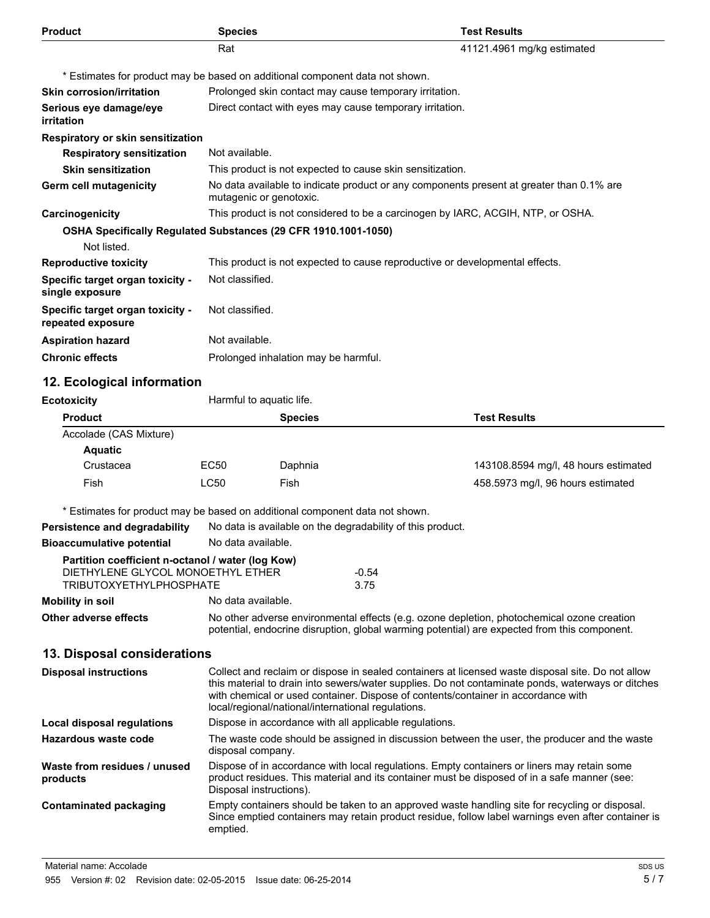| Product | Species | Test Results |
| --- | --- | --- |
| | Rat | 41121.4961 mg/kg estimated |

* Estimates for product may be based on additional component data not shown.

**Skin corrosion/irritation** Prolonged skin contact may cause temporary irritation.

**Serious eye damage/eye irritation** Direct contact with eyes may cause temporary irritation.

**Respiratory or skin sensitization**

**Respiratory sensitization** Not available.

**Skin sensitization** This product is not expected to cause skin sensitization.

**Germ cell mutagenicity** No data available to indicate product or any components present at greater than 0.1% are mutagenic or genotoxic.

**Carcinogenicity** This product is not considered to be a carcinogen by IARC, ACGIH, NTP, or OSHA.

**OSHA Specifically Regulated Substances (29 CFR 1910.1001-1050)**

Not listed.

**Reproductive toxicity** This product is not expected to cause reproductive or developmental effects.

**Specific target organ toxicity - single exposure** Not classified.

**Specific target organ toxicity - repeated exposure** Not classified.

**Aspiration hazard** Not available.

**Chronic effects** Prolonged inhalation may be harmful.

## 12. Ecological information

**Ecotoxicity** Harmful to aquatic life.

| Product | | Species | Test Results |
| --- | --- | --- | --- |
| Accolade (CAS Mixture) | | | |
| **Aquatic** | | | |
| Crustacea | EC50 | Daphnia | 143108.8594 mg/l, 48 hours estimated |
| Fish | LC50 | Fish | 458.5973 mg/l, 96 hours estimated |

* Estimates for product may be based on additional component data not shown.

**Persistence and degradability** No data is available on the degradability of this product.

**Bioaccumulative potential** No data available.

**Partition coefficient n-octanol / water (log Kow)**

| | |
| --- | --- |
| DIETHYLENE GLYCOL MONOETHYL ETHER | -0.54 |
| TRIBUTOXYETHYLPHOSPHATE | 3.75 |

**Mobility in soil** No data available.

**Other adverse effects** No other adverse environmental effects (e.g. ozone depletion, photochemical ozone creation potential, endocrine disruption, global warming potential) are expected from this component.

## 13. Disposal considerations

**Disposal instructions** Collect and reclaim or dispose in sealed containers at licensed waste disposal site. Do not allow this material to drain into sewers/water supplies. Do not contaminate ponds, waterways or ditches with chemical or used container. Dispose of contents/container in accordance with local/regional/national/international regulations.

**Local disposal regulations** Dispose in accordance with all applicable regulations.

**Hazardous waste code** The waste code should be assigned in discussion between the user, the producer and the waste disposal company.

**Waste from residues / unused products** Dispose of in accordance with local regulations. Empty containers or liners may retain some product residues. This material and its container must be disposed of in a safe manner (see: Disposal instructions).

**Contaminated packaging** Empty containers should be taken to an approved waste handling site for recycling or disposal. Since emptied containers may retain product residue, follow label warnings even after container is emptied.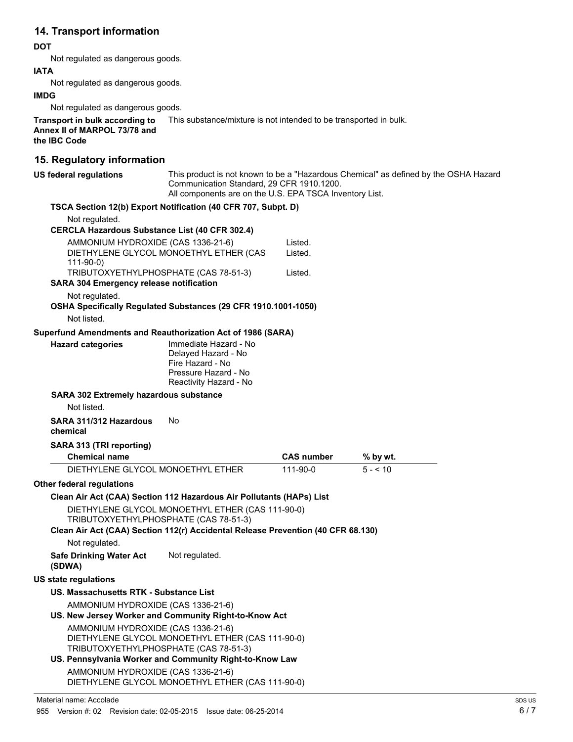## 14. Transport information

**DOT**

Not regulated as dangerous goods.

**IATA**

Not regulated as dangerous goods.

**IMDG**

Not regulated as dangerous goods.

**Transport in bulk according to Annex II of MARPOL 73/78 and the IBC Code** This substance/mixture is not intended to be transported in bulk.

## 15. Regulatory information

**US federal regulations** This product is not known to be a "Hazardous Chemical" as defined by the OSHA Hazard Communication Standard, 29 CFR 1910.1200.
All components are on the U.S. EPA TSCA Inventory List.

**TSCA Section 12(b) Export Notification (40 CFR 707, Subpt. D)**

Not regulated.

**CERCLA Hazardous Substance List (40 CFR 302.4)**

| | |
|---|---|
| AMMONIUM HYDROXIDE (CAS 1336-21-6) | Listed. |
| DIETHYLENE GLYCOL MONOETHYL ETHER (CAS 111-90-0) | Listed. |
| TRIBUTOXYETHYLPHOSPHATE (CAS 78-51-3) | Listed. |

**SARA 304 Emergency release notification**

Not regulated.

**OSHA Specifically Regulated Substances (29 CFR 1910.1001-1050)**

Not listed.

**Superfund Amendments and Reauthorization Act of 1986 (SARA)**

**Hazard categories**
Immediate Hazard - No
Delayed Hazard - No
Fire Hazard - No
Pressure Hazard - No
Reactivity Hazard - No

**SARA 302 Extremely hazardous substance**

Not listed.

**SARA 311/312 Hazardous chemical** No

**SARA 313 (TRI reporting)**

| Chemical name | CAS number | % by wt. |
|---|---|---|
| DIETHYLENE GLYCOL MONOETHYL ETHER | 111-90-0 | 5 - < 10 |

**Other federal regulations**

**Clean Air Act (CAA) Section 112 Hazardous Air Pollutants (HAPs) List**

DIETHYLENE GLYCOL MONOETHYL ETHER (CAS 111-90-0)
TRIBUTOXYETHYLPHOSPHATE (CAS 78-51-3)

**Clean Air Act (CAA) Section 112(r) Accidental Release Prevention (40 CFR 68.130)**

Not regulated.

**Safe Drinking Water Act (SDWA)** Not regulated.

**US state regulations**

**US. Massachusetts RTK - Substance List**

AMMONIUM HYDROXIDE (CAS 1336-21-6)

**US. New Jersey Worker and Community Right-to-Know Act**

AMMONIUM HYDROXIDE (CAS 1336-21-6)
DIETHYLENE GLYCOL MONOETHYL ETHER (CAS 111-90-0)
TRIBUTOXYETHYLPHOSPHATE (CAS 78-51-3)

**US. Pennsylvania Worker and Community Right-to-Know Law**

AMMONIUM HYDROXIDE (CAS 1336-21-6)
DIETHYLENE GLYCOL MONOETHYL ETHER (CAS 111-90-0)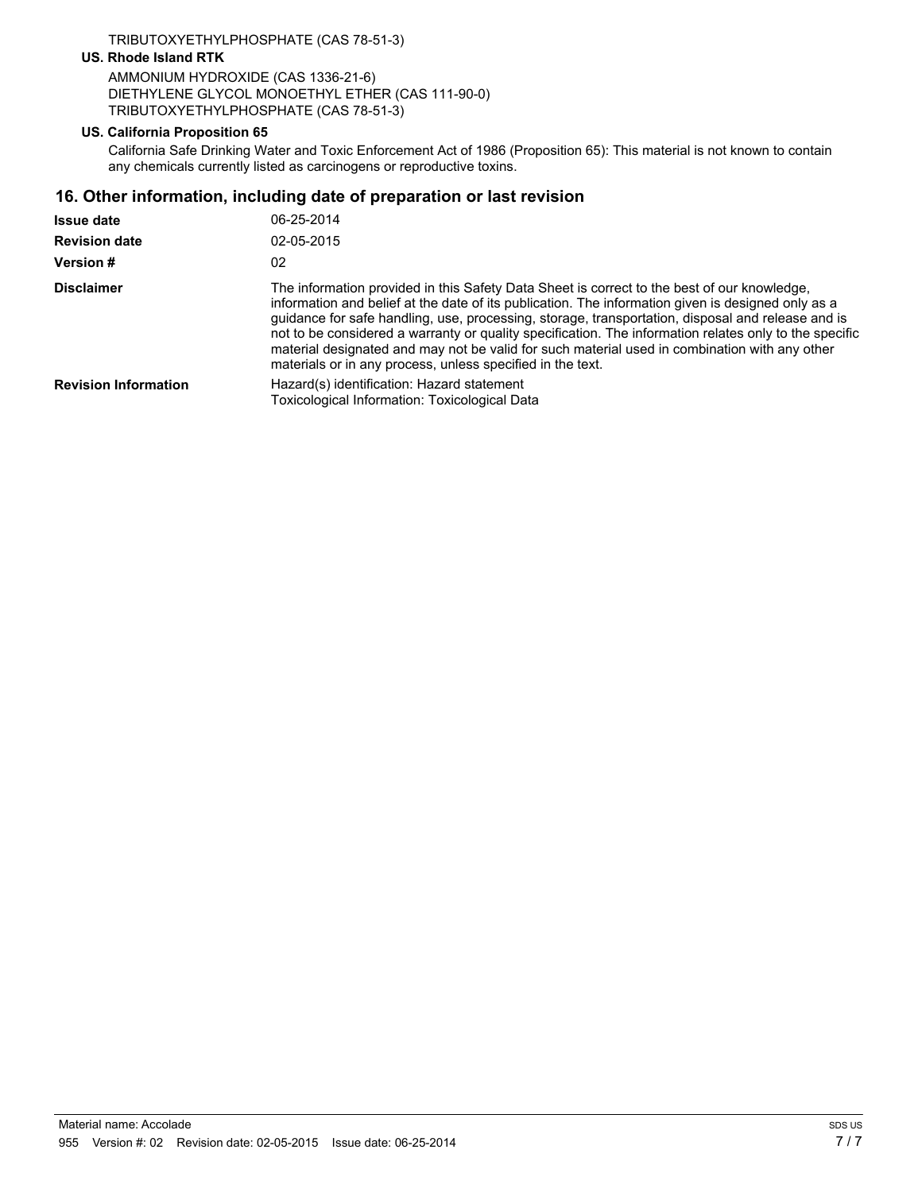TRIBUTOXYETHYLPHOSPHATE (CAS 78-51-3)

**US. Rhode Island RTK**

AMMONIUM HYDROXIDE (CAS 1336-21-6)
DIETHYLENE GLYCOL MONOETHYL ETHER (CAS 111-90-0)
TRIBUTOXYETHYLPHOSPHATE (CAS 78-51-3)

**US. California Proposition 65**

California Safe Drinking Water and Toxic Enforcement Act of 1986 (Proposition 65): This material is not known to contain any chemicals currently listed as carcinogens or reproductive toxins.

## 16. Other information, including date of preparation or last revision

| | |
|---|---|
| **Issue date** | 06-25-2014 |
| **Revision date** | 02-05-2015 |
| **Version #** | 02 |
| **Disclaimer** | The information provided in this Safety Data Sheet is correct to the best of our knowledge, information and belief at the date of its publication. The information given is designed only as a guidance for safe handling, use, processing, storage, transportation, disposal and release and is not to be considered a warranty or quality specification. The information relates only to the specific material designated and may not be valid for such material used in combination with any other materials or in any process, unless specified in the text. |
| **Revision Information** | Hazard(s) identification: Hazard statement<br>Toxicological Information: Toxicological Data |